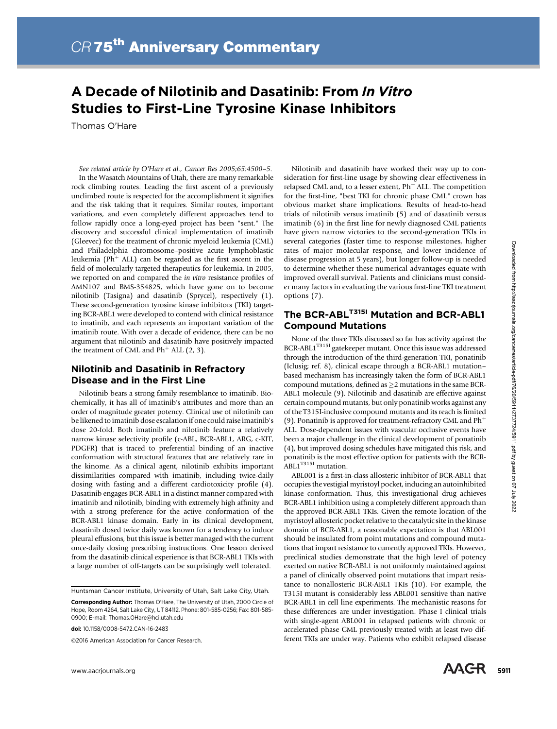CR 75th Anniversary Commentary

# A Decade of Nilotinib and Dasatinib: From *In Vitro* Studies to First-Line Tyrosine Kinase Inhibitors

Thomas O'Hare

*See related article by O'Hare et al., Cancer Res 2005;65:4500–5.*

In the Wasatch Mountains of Utah, there are many remarkable rock climbing routes. Leading the first ascent of a previously unclimbed route is respected for the accomplishment it signifies and the risk taking that it requires. Similar routes, important variations, and even completely different approaches tend to follow rapidly once a long-eyed project has been "sent." The discovery and successful clinical implementation of imatinib (Gleevec) for the treatment of chronic myeloid leukemia (CML) and Philadelphia chromosome–positive acute lymphoblastic leukemia ($Ph^+$ ALL) can be regarded as the first ascent in the field of molecularly targeted therapeutics for leukemia. In 2005, we reported on and compared the *in vitro* resistance profiles of AMN107 and BMS-354825, which have gone on to become nilotinib (Tasigna) and dasatinib (Sprycel), respectively (1). These second-generation tyrosine kinase inhibitors (TKI) targeting BCR-ABL1 were developed to contend with clinical resistance to imatinib, and each represents an important variation of the imatinib route. With over a decade of evidence, there can be no argument that nilotinib and dasatinib have positively impacted the treatment of CML and $Ph^+$ ALL (2, 3).

## Nilotinib and Dasatinib in Refractory Disease and in the First Line

Nilotinib bears a strong family resemblance to imatinib. Biochemically, it has all of imatinib's attributes and more than an order of magnitude greater potency. Clinical use of nilotinib can be likened to imatinib dose escalation if one could raise imatinib's dose 20-fold. Both imatinib and nilotinib feature a relatively narrow kinase selectivity profile (c-ABL, BCR-ABL1, ARG, c-KIT, PDGFR) that is traced to preferential binding of an inactive conformation with structural features that are relatively rare in the kinome. As a clinical agent, nilotinib exhibits important dissimilarities compared with imatinib, including twice-daily dosing with fasting and a different cardiotoxicity profile (4). Dasatinib engages BCR-ABL1 in a distinct manner compared with imatinib and nilotinib, binding with extremely high affinity and with a strong preference for the active conformation of the BCR-ABL1 kinase domain. Early in its clinical development, dasatinib dosed twice daily was known for a tendency to induce pleural effusions, but this issue is better managed with the current once-daily dosing prescribing instructions. One lesson derived from the dasatinib clinical experience is that BCR-ABL1 TKIs with a large number of off-targets can be surprisingly well tolerated.

Nilotinib and dasatinib have worked their way up to consideration for first-line usage by showing clear effectiveness in relapsed CML and, to a lesser extent, $Ph^+$ ALL. The competition for the first-line, "best TKI for chronic phase CML" crown has obvious market share implications. Results of head-to-head trials of nilotinib versus imatinib (5) and of dasatinib versus imatinib (6) in the first line for newly diagnosed CML patients have given narrow victories to the second-generation TKIs in several categories (faster time to response milestones, higher rates of major molecular response, and lower incidence of disease progression at 5 years), but longer follow-up is needed to determine whether these numerical advantages equate with improved overall survival. Patients and clinicians must consider many factors in evaluating the various first-line TKI treatment options (7).

## The BCR-ABL$^{T315I}$ Mutation and BCR-ABL1 Compound Mutations

None of the three TKIs discussed so far has activity against the BCR-ABL1$^{T315I}$ gatekeeper mutant. Once this issue was addressed through the introduction of the third-generation TKI, ponatinib (Iclusig; ref. 8), clinical escape through a BCR-ABL1 mutation–based mechanism has increasingly taken the form of BCR-ABL1 compound mutations, defined as $\geq$2 mutations in the same BCR-ABL1 molecule (9). Nilotinib and dasatinib are effective against certain compound mutants, but only ponatinib works against any of the T315I-inclusive compound mutants and its reach is limited (9). Ponatinib is approved for treatment-refractory CML and $Ph^+$ ALL. Dose-dependent issues with vascular occlusive events have been a major challenge in the clinical development of ponatinib (4), but improved dosing schedules have mitigated this risk, and ponatinib is the most effective option for patients with the BCR-ABL1$^{T315I}$ mutation.

ABL001 is a first-in-class allosteric inhibitor of BCR-ABL1 that occupies the vestigial myristoyl pocket, inducing an autoinhibited kinase conformation. Thus, this investigational drug achieves BCR-ABL1 inhibition using a completely different approach than the approved BCR-ABL1 TKIs. Given the remote location of the myristoyl allosteric pocket relative to the catalytic site in the kinase domain of BCR-ABL1, a reasonable expectation is that ABL001 should be insulated from point mutations and compound mutations that impart resistance to currently approved TKIs. However, preclinical studies demonstrate that the high level of potency exerted on native BCR-ABL1 is not uniformly maintained against a panel of clinically observed point mutations that impart resistance to nonallosteric BCR-ABL1 TKIs (10). For example, the T315I mutant is considerably less ABL001 sensitive than native BCR-ABL1 in cell line experiments. The mechanistic reasons for these differences are under investigation. Phase I clinical trials with single-agent ABL001 in relapsed patients with chronic or accelerated phase CML previously treated with at least two different TKIs are under way. Patients who exhibit relapsed disease

Huntsman Cancer Institute, University of Utah, Salt Lake City, Utah.

**Corresponding Author:** Thomas O'Hare, The University of Utah, 2000 Circle of Hope, Room 4264, Salt Lake City, UT 84112. Phone: 801-585-0256; Fax: 801-585-0900; E-mail: Thomas.OHare@hci.utah.edu

**doi:** 10.1158/0008-5472.CAN-16-2483

©2016 American Association for Cancer Research.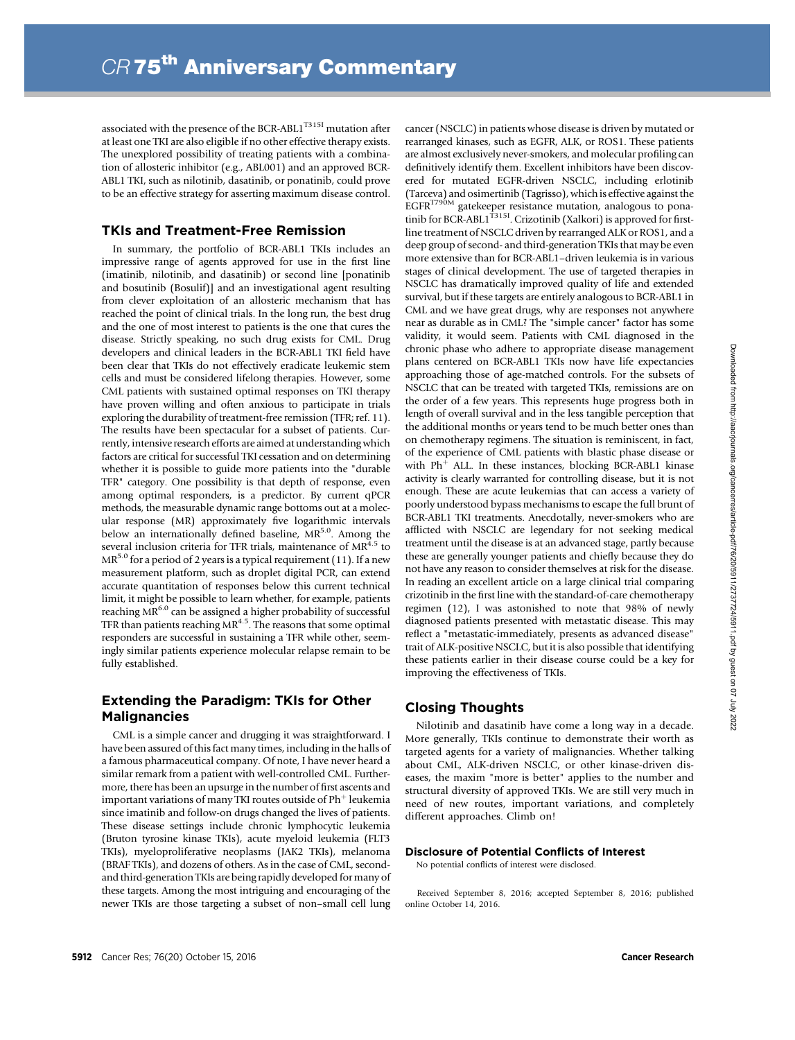associated with the presence of the BCR-ABL1$^{T315I}$ mutation after at least one TKI are also eligible if no other effective therapy exists. The unexplored possibility of treating patients with a combination of allosteric inhibitor (e.g., ABL001) and an approved BCR-ABL1 TKI, such as nilotinib, dasatinib, or ponatinib, could prove to be an effective strategy for asserting maximum disease control.

## TKIs and Treatment-Free Remission

In summary, the portfolio of BCR-ABL1 TKIs includes an impressive range of agents approved for use in the first line (imatinib, nilotinib, and dasatinib) or second line [ponatinib and bosutinib (Bosulif)] and an investigational agent resulting from clever exploitation of an allosteric mechanism that has reached the point of clinical trials. In the long run, the best drug and the one of most interest to patients is the one that cures the disease. Strictly speaking, no such drug exists for CML. Drug developers and clinical leaders in the BCR-ABL1 TKI field have been clear that TKIs do not effectively eradicate leukemic stem cells and must be considered lifelong therapies. However, some CML patients with sustained optimal responses on TKI therapy have proven willing and often anxious to participate in trials exploring the durability of treatment-free remission (TFR; ref. 11). The results have been spectacular for a subset of patients. Currently, intensive research efforts are aimed at understanding which factors are critical for successful TKI cessation and on determining whether it is possible to guide more patients into the "durable TFR" category. One possibility is that depth of response, even among optimal responders, is a predictor. By current qPCR methods, the measurable dynamic range bottoms out at a molecular response (MR) approximately five logarithmic intervals below an internationally defined baseline, $MR^{5.0}$. Among the several inclusion criteria for TFR trials, maintenance of $MR^{4.5}$ to $MR^{5.0}$ for a period of 2 years is a typical requirement (11). If a new measurement platform, such as droplet digital PCR, can extend accurate quantitation of responses below this current technical limit, it might be possible to learn whether, for example, patients reaching $MR^{6.0}$ can be assigned a higher probability of successful TFR than patients reaching $MR^{4.5}$. The reasons that some optimal responders are successful in sustaining a TFR while other, seemingly similar patients experience molecular relapse remain to be fully established.

## Extending the Paradigm: TKIs for Other Malignancies

CML is a simple cancer and drugging it was straightforward. I have been assured of this fact many times, including in the halls of a famous pharmaceutical company. Of note, I have never heard a similar remark from a patient with well-controlled CML. Furthermore, there has been an upsurge in the number of first ascents and important variations of many TKI routes outside of Ph$^{+}$ leukemia since imatinib and follow-on drugs changed the lives of patients. These disease settings include chronic lymphocytic leukemia (Bruton tyrosine kinase TKIs), acute myeloid leukemia (FLT3 TKIs), myeloproliferative neoplasms (JAK2 TKIs), melanoma (BRAF TKIs), and dozens of others. As in the case of CML, second- and third-generation TKIs are being rapidly developed for many of these targets. Among the most intriguing and encouraging of the newer TKIs are those targeting a subset of non–small cell lung cancer (NSCLC) in patients whose disease is driven by mutated or rearranged kinases, such as EGFR, ALK, or ROS1. These patients are almost exclusively never-smokers, and molecular profiling can definitively identify them. Excellent inhibitors have been discovered for mutated EGFR-driven NSCLC, including erlotinib (Tarceva) and osimertinib (Tagrisso), which is effective against the EGFR$^{T790M}$ gatekeeper resistance mutation, analogous to ponatinib for BCR-ABL1$^{T315I}$. Crizotinib (Xalkori) is approved for first-line treatment of NSCLC driven by rearranged ALK or ROS1, and a deep group of second- and third-generation TKIs that may be even more extensive than for BCR-ABL1–driven leukemia is in various stages of clinical development. The use of targeted therapies in NSCLC has dramatically improved quality of life and extended survival, but if these targets are entirely analogous to BCR-ABL1 in CML and we have great drugs, why are responses not anywhere near as durable as in CML? The "simple cancer" factor has some validity, it would seem. Patients with CML diagnosed in the chronic phase who adhere to appropriate disease management plans centered on BCR-ABL1 TKIs now have life expectancies approaching those of age-matched controls. For the subsets of NSCLC that can be treated with targeted TKIs, remissions are on the order of a few years. This represents huge progress both in length of overall survival and in the less tangible perception that the additional months or years tend to be much better ones than on chemotherapy regimens. The situation is reminiscent, in fact, of the experience of CML patients with blastic phase disease or with Ph$^{+}$ ALL. In these instances, blocking BCR-ABL1 kinase activity is clearly warranted for controlling disease, but it is not enough. These are acute leukemias that can access a variety of poorly understood bypass mechanisms to escape the full brunt of BCR-ABL1 TKI treatments. Anecdotally, never-smokers who are afflicted with NSCLC are legendary for not seeking medical treatment until the disease is at an advanced stage, partly because these are generally younger patients and chiefly because they do not have any reason to consider themselves at risk for the disease. In reading an excellent article on a large clinical trial comparing crizotinib in the first line with the standard-of-care chemotherapy regimen (12), I was astonished to note that 98% of newly diagnosed patients presented with metastatic disease. This may reflect a "metastatic-immediately, presents as advanced disease" trait of ALK-positive NSCLC, but it is also possible that identifying these patients earlier in their disease course could be a key for improving the effectiveness of TKIs.

## Closing Thoughts

Nilotinib and dasatinib have come a long way in a decade. More generally, TKIs continue to demonstrate their worth as targeted agents for a variety of malignancies. Whether talking about CML, ALK-driven NSCLC, or other kinase-driven diseases, the maxim "more is better" applies to the number and structural diversity of approved TKIs. We are still very much in need of new routes, important variations, and completely different approaches. Climb on!

### Disclosure of Potential Conflicts of Interest

No potential conflicts of interest were disclosed.

Received September 8, 2016; accepted September 8, 2016; published online October 14, 2016.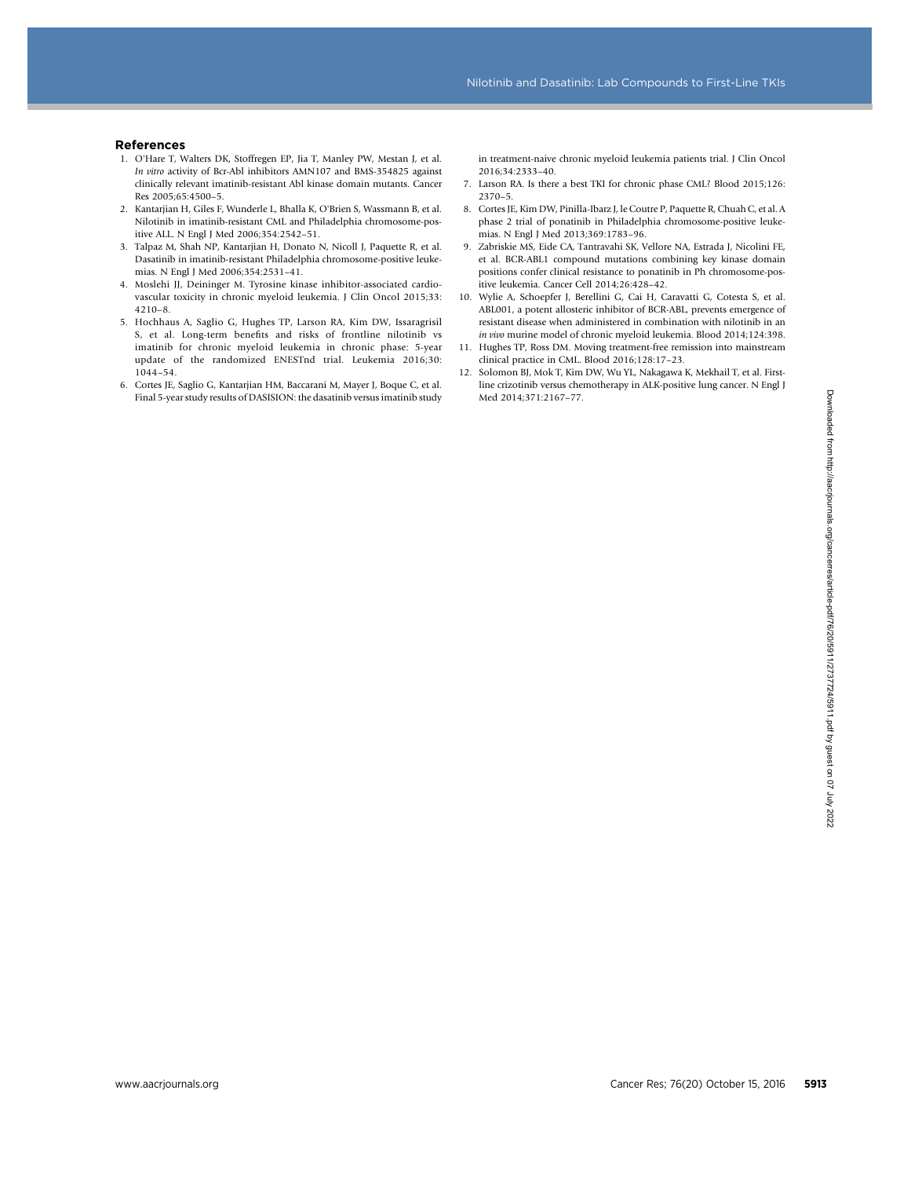## References

1. O'Hare T, Walters DK, Stoffregen EP, Jia T, Manley PW, Mestan J, et al. *In vitro* activity of Bcr-Abl inhibitors AMN107 and BMS-354825 against clinically relevant imatinib-resistant Abl kinase domain mutants. Cancer Res 2005;65:4500–5.
2. Kantarjian H, Giles F, Wunderle L, Bhalla K, O'Brien S, Wassmann B, et al. Nilotinib in imatinib-resistant CML and Philadelphia chromosome-positive ALL. N Engl J Med 2006;354:2542–51.
3. Talpaz M, Shah NP, Kantarjian H, Donato N, Nicoll J, Paquette R, et al. Dasatinib in imatinib-resistant Philadelphia chromosome-positive leukemias. N Engl J Med 2006;354:2531–41.
4. Moslehi JJ, Deininger M. Tyrosine kinase inhibitor-associated cardiovascular toxicity in chronic myeloid leukemia. J Clin Oncol 2015;33:4210–8.
5. Hochhaus A, Saglio G, Hughes TP, Larson RA, Kim DW, Issaragrisil S, et al. Long-term benefits and risks of frontline nilotinib vs imatinib for chronic myeloid leukemia in chronic phase: 5-year update of the randomized ENESTnd trial. Leukemia 2016;30:1044–54.
6. Cortes JE, Saglio G, Kantarjian HM, Baccarani M, Mayer J, Boque C, et al. Final 5-year study results of DASISION: the dasatinib versus imatinib study in treatment-naive chronic myeloid leukemia patients trial. J Clin Oncol 2016;34:2333–40.
7. Larson RA. Is there a best TKI for chronic phase CML? Blood 2015;126:2370–5.
8. Cortes JE, Kim DW, Pinilla-Ibarz J, le Coutre P, Paquette R, Chuah C, et al. A phase 2 trial of ponatinib in Philadelphia chromosome-positive leukemias. N Engl J Med 2013;369:1783–96.
9. Zabriskie MS, Eide CA, Tantravahi SK, Vellore NA, Estrada J, Nicolini FE, et al. BCR-ABL1 compound mutations combining key kinase domain positions confer clinical resistance to ponatinib in Ph chromosome-positive leukemia. Cancer Cell 2014;26:428–42.
10. Wylie A, Schoepfer J, Berellini G, Cai H, Caravatti G, Cotesta S, et al. ABL001, a potent allosteric inhibitor of BCR-ABL, prevents emergence of resistant disease when administered in combination with nilotinib in an *in vivo* murine model of chronic myeloid leukemia. Blood 2014;124:398.
11. Hughes TP, Ross DM. Moving treatment-free remission into mainstream clinical practice in CML. Blood 2016;128:17–23.
12. Solomon BJ, Mok T, Kim DW, Wu YL, Nakagawa K, Mekhail T, et al. First-line crizotinib versus chemotherapy in ALK-positive lung cancer. N Engl J Med 2014;371:2167–77.